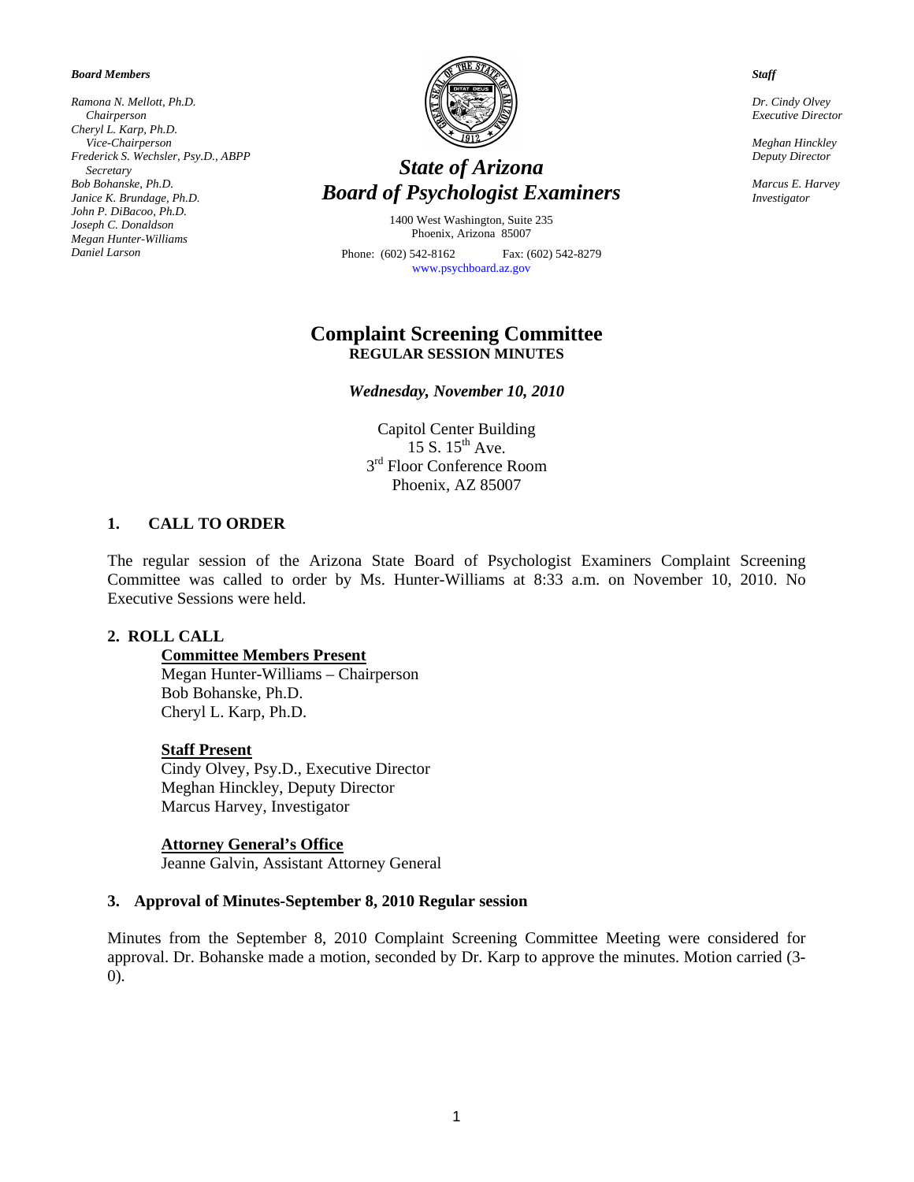***Board Members***

*Ramona N. Mellott, Ph.D.*
*Chairperson*
*Cheryl L. Karp, Ph.D.*
*Vice-Chairperson*
*Frederick S. Wechsler, Psy.D., ABPP*
*Secretary*
*Bob Bohanske, Ph.D.*
*Janice K. Brundage, Ph.D.*
*John P. DiBacoo, Ph.D.*
*Joseph C. Donaldson*
*Megan Hunter-Williams*
*Daniel Larson*

# *State of Arizona*
# *Board of Psychologist Examiners*

1400 West Washington, Suite 235
Phoenix, Arizona 85007

Phone: (602) 542-8162    Fax: (602) 542-8279
www.psychboard.az.gov

***Staff***

*Dr. Cindy Olvey*
*Executive Director*

*Meghan Hinckley*
*Deputy Director*

*Marcus E. Harvey*
*Investigator*

## Complaint Screening Committee
### REGULAR SESSION MINUTES

***Wednesday, November 10, 2010***

Capitol Center Building
15 S. 15th Ave.
3rd Floor Conference Room
Phoenix, AZ 85007

### 1. CALL TO ORDER

The regular session of the Arizona State Board of Psychologist Examiners Complaint Screening Committee was called to order by Ms. Hunter-Williams at 8:33 a.m. on November 10, 2010. No Executive Sessions were held.

### 2. ROLL CALL

**Committee Members Present**
Megan Hunter-Williams – Chairperson
Bob Bohanske, Ph.D.
Cheryl L. Karp, Ph.D.

**Staff Present**
Cindy Olvey, Psy.D., Executive Director
Meghan Hinckley, Deputy Director
Marcus Harvey, Investigator

**Attorney General's Office**
Jeanne Galvin, Assistant Attorney General

### 3. Approval of Minutes-September 8, 2010 Regular session

Minutes from the September 8, 2010 Complaint Screening Committee Meeting were considered for approval. Dr. Bohanske made a motion, seconded by Dr. Karp to approve the minutes. Motion carried (3-0).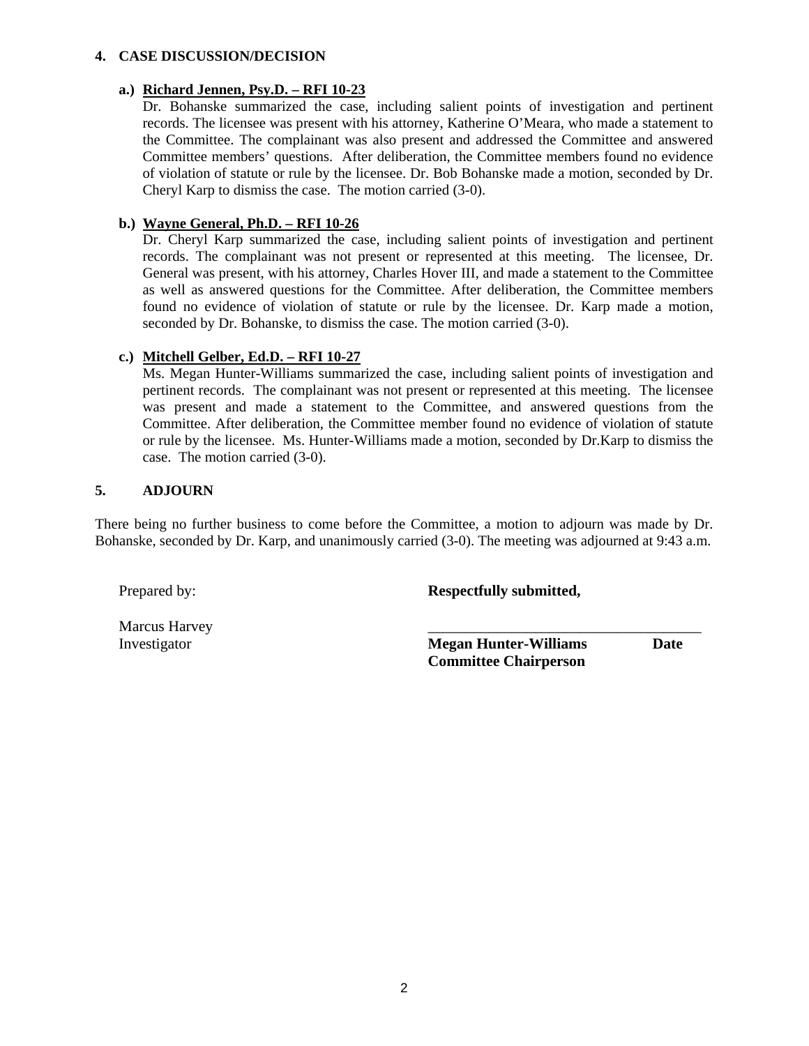**4. CASE DISCUSSION/DECISION**

**a.) <u>Richard Jennen, Psy.D. – RFI 10-23</u>**

Dr. Bohanske summarized the case, including salient points of investigation and pertinent records. The licensee was present with his attorney, Katherine O'Meara, who made a statement to the Committee. The complainant was also present and addressed the Committee and answered Committee members' questions. After deliberation, the Committee members found no evidence of violation of statute or rule by the licensee. Dr. Bob Bohanske made a motion, seconded by Dr. Cheryl Karp to dismiss the case. The motion carried (3-0).

**b.) <u>Wayne General, Ph.D. – RFI 10-26</u>**

Dr. Cheryl Karp summarized the case, including salient points of investigation and pertinent records. The complainant was not present or represented at this meeting. The licensee, Dr. General was present, with his attorney, Charles Hover III, and made a statement to the Committee as well as answered questions for the Committee. After deliberation, the Committee members found no evidence of violation of statute or rule by the licensee. Dr. Karp made a motion, seconded by Dr. Bohanske, to dismiss the case. The motion carried (3-0).

**c.) <u>Mitchell Gelber, Ed.D. – RFI 10-27</u>**

Ms. Megan Hunter-Williams summarized the case, including salient points of investigation and pertinent records. The complainant was not present or represented at this meeting. The licensee was present and made a statement to the Committee, and answered questions from the Committee. After deliberation, the Committee member found no evidence of violation of statute or rule by the licensee. Ms. Hunter-Williams made a motion, seconded by Dr.Karp to dismiss the case. The motion carried (3-0).

**5. ADJOURN**

There being no further business to come before the Committee, a motion to adjourn was made by Dr. Bohanske, seconded by Dr. Karp, and unanimously carried (3-0). The meeting was adjourned at 9:43 a.m.

Prepared by:

Marcus Harvey
Investigator

**Respectfully submitted,**

\_\_\_\_\_\_\_\_\_\_\_\_\_\_\_\_\_\_\_\_\_\_\_\_\_\_\_\_\_\_\_\_\_\_\_\_

**Megan Hunter-Williams** **Date**
**Committee Chairperson**